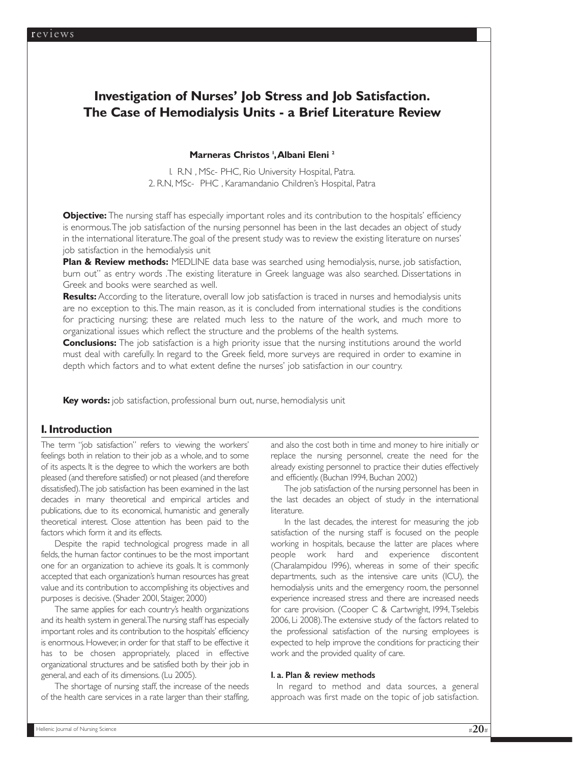# Investigation of Nurses' Job Stress and Job Satisfaction. The Case of Hemodialysis Units - a Brief Literature Review

**Marneras Christos [1], Albani Eleni [2]**

1. R.N , MSc- PHC, Rio University Hospital, Patra.
2. R.N, MSc- PHC , Karamandanio Children's Hospital, Patra

**Objective:** The nursing staff has especially important roles and its contribution to the hospitals' efficiency is enormous. The job satisfaction of the nursing personnel has been in the last decades an object of study in the international literature. The goal of the present study was to review the existing literature on nurses' job satisfaction in the hemodialysis unit

**Plan & Review methods:** MEDLINE data base was searched using hemodialysis, nurse, job satisfaction, burn out" as entry words .The existing literature in Greek language was also searched. Dissertations in Greek and books were searched as well.

**Results:** According to the literature, overall low job satisfaction is traced in nurses and hemodialysis units are no exception to this. The main reason, as it is concluded from international studies is the conditions for practicing nursing; these are related much less to the nature of the work, and much more to organizational issues which reflect the structure and the problems of the health systems.

**Conclusions:** The job satisfaction is a high priority issue that the nursing institutions around the world must deal with carefully. In regard to the Greek field, more surveys are required in order to examine in depth which factors and to what extent define the nurses' job satisfaction in our country.

**Key words:** job satisfaction, professional burn out, nurse, hemodialysis unit

## 1. Introduction

The term "job satisfaction" refers to viewing the workers' feelings both in relation to their job as a whole, and to some of its aspects. It is the degree to which the workers are both pleased (and therefore satisfied) or not pleased (and therefore dissatisfied). The job satisfaction has been examined in the last decades in many theoretical and empirical articles and publications, due to its economical, humanistic and generally theoretical interest. Close attention has been paid to the factors which form it and its effects.

Despite the rapid technological progress made in all fields, the human factor continues to be the most important one for an organization to achieve its goals. It is commonly accepted that each organization's human resources has great value and its contribution to accomplishing its objectives and purposes is decisive. (Shader 2001, Staiger, 2000)

The same applies for each country's health organizations and its health system in general. The nursing staff has especially important roles and its contribution to the hospitals' efficiency is enormous. However, in order for that staff to be effective it has to be chosen appropriately, placed in effective organizational structures and be satisfied both by their job in general, and each of its dimensions. (Lu 2005).

The shortage of nursing staff, the increase of the needs of the health care services in a rate larger than their staffing, and also the cost both in time and money to hire initially or replace the nursing personnel, create the need for the already existing personnel to practice their duties effectively and efficiently. (Buchan 1994, Buchan 2002)

The job satisfaction of the nursing personnel has been in the last decades an object of study in the international literature.

In the last decades, the interest for measuring the job satisfaction of the nursing staff is focused on the people working in hospitals, because the latter are places where people work hard and experience discontent (Charalampidou 1996), whereas in some of their specific departments, such as the intensive care units (ICU), the hemodialysis units and the emergency room, the personnel experience increased stress and there are increased needs for care provision. (Cooper C & Cartwright, 1994, Tselebis 2006, Li 2008). The extensive study of the factors related to the professional satisfaction of the nursing employees is expected to help improve the conditions for practicing their work and the provided quality of care.

### 1. a. Plan & review methods

In regard to method and data sources, a general approach was first made on the topic of job satisfaction.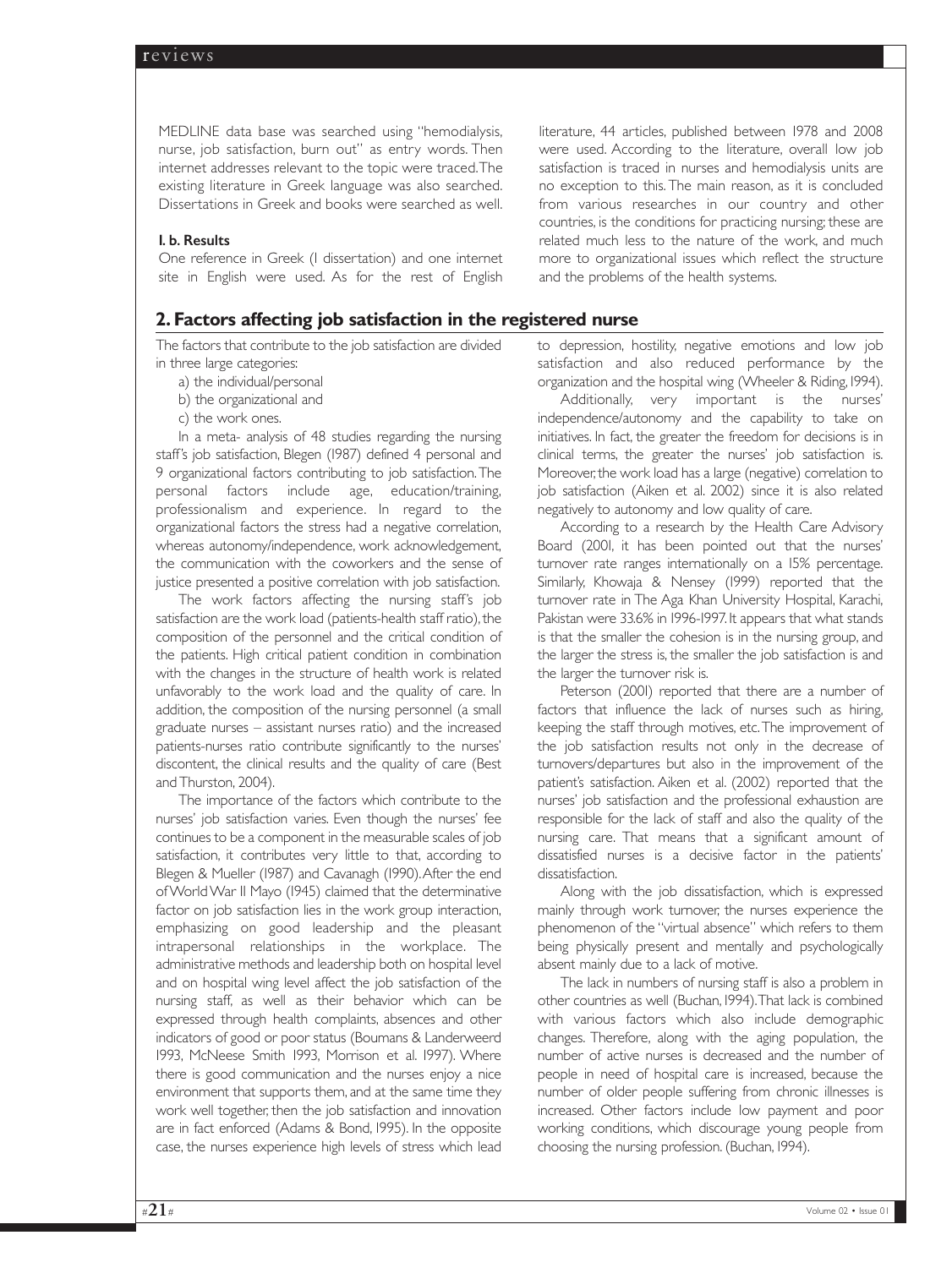MEDLINE data base was searched using "hemodialysis, nurse, job satisfaction, burn out" as entry words. Then internet addresses relevant to the topic were traced. The existing literature in Greek language was also searched. Dissertations in Greek and books were searched as well.

#### I. b. Results

One reference in Greek (1 dissertation) and one internet site in English were used. As for the rest of English literature, 44 articles, published between 1978 and 2008 were used. According to the literature, overall low job satisfaction is traced in nurses and hemodialysis units are no exception to this. The main reason, as it is concluded from various researches in our country and other countries, is the conditions for practicing nursing; these are related much less to the nature of the work, and much more to organizational issues which reflect the structure and the problems of the health systems.

## 2. Factors affecting job satisfaction in the registered nurse

The factors that contribute to the job satisfaction are divided in three large categories:

a) the individual/personal
b) the organizational and
c) the work ones.

In a meta- analysis of 48 studies regarding the nursing staff's job satisfaction, Blegen (1987) defined 4 personal and 9 organizational factors contributing to job satisfaction. The personal factors include age, education/training, professionalism and experience. In regard to the organizational factors the stress had a negative correlation, whereas autonomy/independence, work acknowledgement, the communication with the coworkers and the sense of justice presented a positive correlation with job satisfaction.

The work factors affecting the nursing staff's job satisfaction are the work load (patients-health staff ratio), the composition of the personnel and the critical condition of the patients. High critical patient condition in combination with the changes in the structure of health work is related unfavorably to the work load and the quality of care. In addition, the composition of the nursing personnel (a small graduate nurses – assistant nurses ratio) and the increased patients-nurses ratio contribute significantly to the nurses' discontent, the clinical results and the quality of care (Best and Thurston, 2004).

The importance of the factors which contribute to the nurses' job satisfaction varies. Even though the nurses' fee continues to be a component in the measurable scales of job satisfaction, it contributes very little to that, according to Blegen & Mueller (1987) and Cavanagh (1990). After the end of World War II Mayo (1945) claimed that the determinative factor on job satisfaction lies in the work group interaction, emphasizing on good leadership and the pleasant intrapersonal relationships in the workplace. The administrative methods and leadership both on hospital level and on hospital wing level affect the job satisfaction of the nursing staff, as well as their behavior which can be expressed through health complaints, absences and other indicators of good or poor status (Boumans & Landerweerd 1993, McNeese Smith 1993, Morrison et al. 1997). Where there is good communication and the nurses enjoy a nice environment that supports them, and at the same time they work well together, then the job satisfaction and innovation are in fact enforced (Adams & Bond, 1995). In the opposite case, the nurses experience high levels of stress which lead to depression, hostility, negative emotions and low job satisfaction and also reduced performance by the organization and the hospital wing (Wheeler & Riding, 1994).

Additionally, very important is the nurses' independence/autonomy and the capability to take on initiatives. In fact, the greater the freedom for decisions is in clinical terms, the greater the nurses' job satisfaction is. Moreover, the work load has a large (negative) correlation to job satisfaction (Aiken et al. 2002) since it is also related negatively to autonomy and low quality of care.

According to a research by the Health Care Advisory Board (2001, it has been pointed out that the nurses' turnover rate ranges internationally on a 15% percentage. Similarly, Khowaja & Nensey (1999) reported that the turnover rate in The Aga Khan University Hospital, Karachi, Pakistan were 33.6% in 1996-1997. It appears that what stands is that the smaller the cohesion is in the nursing group, and the larger the stress is, the smaller the job satisfaction is and the larger the turnover risk is.

Peterson (2001) reported that there are a number of factors that influence the lack of nurses such as hiring, keeping the staff through motives, etc. The improvement of the job satisfaction results not only in the decrease of turnovers/departures but also in the improvement of the patient's satisfaction. Aiken et al. (2002) reported that the nurses' job satisfaction and the professional exhaustion are responsible for the lack of staff and also the quality of the nursing care. That means that a significant amount of dissatisfied nurses is a decisive factor in the patients' dissatisfaction.

Along with the job dissatisfaction, which is expressed mainly through work turnover, the nurses experience the phenomenon of the "virtual absence" which refers to them being physically present and mentally and psychologically absent mainly due to a lack of motive.

The lack in numbers of nursing staff is also a problem in other countries as well (Buchan, 1994). That lack is combined with various factors which also include demographic changes. Therefore, along with the aging population, the number of active nurses is decreased and the number of people in need of hospital care is increased, because the number of older people suffering from chronic illnesses is increased. Other factors include low payment and poor working conditions, which discourage young people from choosing the nursing profession. (Buchan, 1994).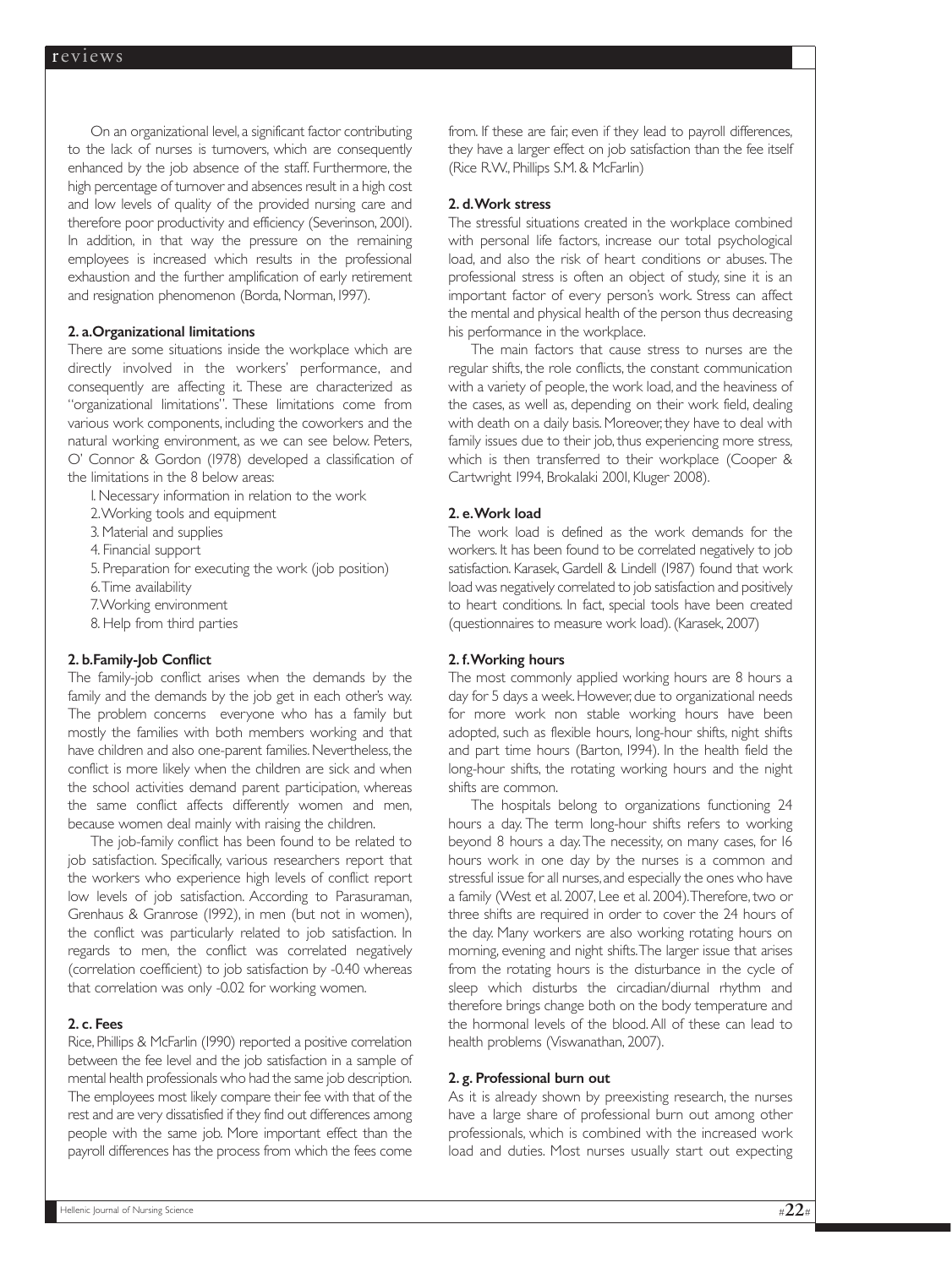On an organizational level, a significant factor contributing to the lack of nurses is turnovers, which are consequently enhanced by the job absence of the staff. Furthermore, the high percentage of turnover and absences result in a high cost and low levels of quality of the provided nursing care and therefore poor productivity and efficiency (Severinson, 2001). In addition, in that way the pressure on the remaining employees is increased which results in the professional exhaustion and the further amplification of early retirement and resignation phenomenon (Borda, Norman, 1997).

**2. a. Organizational limitations**

There are some situations inside the workplace which are directly involved in the workers' performance, and consequently are affecting it. These are characterized as "organizational limitations". These limitations come from various work components, including the coworkers and the natural working environment, as we can see below. Peters, O' Connor & Gordon (1978) developed a classification of the limitations in the 8 below areas:

1. Necessary information in relation to the work
2. Working tools and equipment
3. Material and supplies
4. Financial support
5. Preparation for executing the work (job position)
6. Time availability
7. Working environment
8. Help from third parties

**2. b. Family-Job Conflict**

The family-job conflict arises when the demands by the family and the demands by the job get in each other's way. The problem concerns everyone who has a family but mostly the families with both members working and that have children and also one-parent families. Nevertheless, the conflict is more likely when the children are sick and when the school activities demand parent participation, whereas the same conflict affects differently women and men, because women deal mainly with raising the children.

The job-family conflict has been found to be related to job satisfaction. Specifically, various researchers report that the workers who experience high levels of conflict report low levels of job satisfaction. According to Parasuraman, Grenhaus & Granrose (1992), in men (but not in women), the conflict was particularly related to job satisfaction. In regards to men, the conflict was correlated negatively (correlation coefficient) to job satisfaction by -0.40 whereas that correlation was only -0.02 for working women.

**2. c. Fees**

Rice, Phillips & McFarlin (1990) reported a positive correlation between the fee level and the job satisfaction in a sample of mental health professionals who had the same job description. The employees most likely compare their fee with that of the rest and are very dissatisfied if they find out differences among people with the same job. More important effect than the payroll differences has the process from which the fees come from. If these are fair, even if they lead to payroll differences, they have a larger effect on job satisfaction than the fee itself (Rice R.W., Phillips S.M. & McFarlin)

**2. d. Work stress**

The stressful situations created in the workplace combined with personal life factors, increase our total psychological load, and also the risk of heart conditions or abuses. The professional stress is often an object of study, sine it is an important factor of every person's work. Stress can affect the mental and physical health of the person thus decreasing his performance in the workplace.

The main factors that cause stress to nurses are the regular shifts, the role conflicts, the constant communication with a variety of people, the work load, and the heaviness of the cases, as well as, depending on their work field, dealing with death on a daily basis. Moreover, they have to deal with family issues due to their job, thus experiencing more stress, which is then transferred to their workplace (Cooper & Cartwright 1994, Brokalaki 2001, Kluger 2008).

**2. e. Work load**

The work load is defined as the work demands for the workers. It has been found to be correlated negatively to job satisfaction. Karasek, Gardell & Lindell (1987) found that work load was negatively correlated to job satisfaction and positively to heart conditions. In fact, special tools have been created (questionnaires to measure work load). (Karasek, 2007)

**2. f. Working hours**

The most commonly applied working hours are 8 hours a day for 5 days a week. However, due to organizational needs for more work non stable working hours have been adopted, such as flexible hours, long-hour shifts, night shifts and part time hours (Barton, 1994). In the health field the long-hour shifts, the rotating working hours and the night shifts are common.

The hospitals belong to organizations functioning 24 hours a day. The term long-hour shifts refers to working beyond 8 hours a day. The necessity, on many cases, for 16 hours work in one day by the nurses is a common and stressful issue for all nurses, and especially the ones who have a family (West et al. 2007, Lee et al. 2004). Therefore, two or three shifts are required in order to cover the 24 hours of the day. Many workers are also working rotating hours on morning, evening and night shifts. The larger issue that arises from the rotating hours is the disturbance in the cycle of sleep which disturbs the circadian/diurnal rhythm and therefore brings change both on the body temperature and the hormonal levels of the blood. All of these can lead to health problems (Viswanathan, 2007).

**2. g. Professional burn out**

As it is already shown by preexisting research, the nurses have a large share of professional burn out among other professionals, which is combined with the increased work load and duties. Most nurses usually start out expecting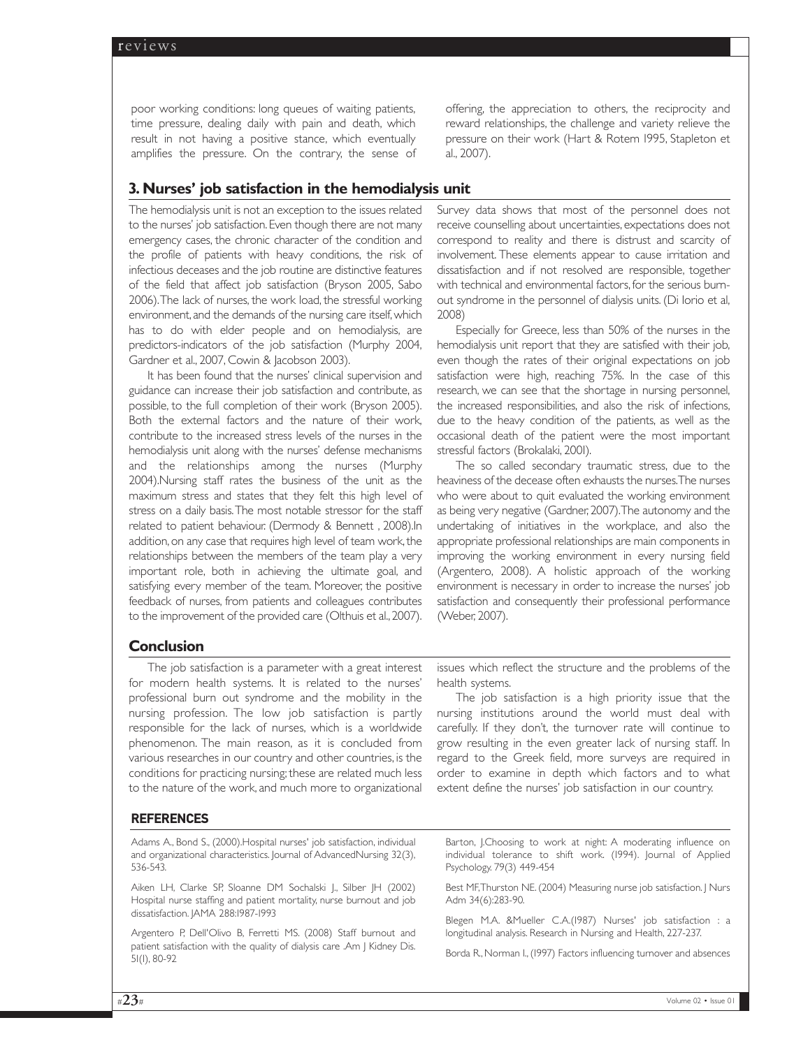poor working conditions: long queues of waiting patients, time pressure, dealing daily with pain and death, which result in not having a positive stance, which eventually amplifies the pressure. On the contrary, the sense of offering, the appreciation to others, the reciprocity and reward relationships, the challenge and variety relieve the pressure on their work (Hart & Rotem 1995, Stapleton et al., 2007).

## 3. Nurses' job satisfaction in the hemodialysis unit

The hemodialysis unit is not an exception to the issues related to the nurses' job satisfaction. Even though there are not many emergency cases, the chronic character of the condition and the profile of patients with heavy conditions, the risk of infectious deceases and the job routine are distinctive features of the field that affect job satisfaction (Bryson 2005, Sabo 2006). The lack of nurses, the work load, the stressful working environment, and the demands of the nursing care itself, which has to do with elder people and on hemodialysis, are predictors-indicators of the job satisfaction (Murphy 2004, Gardner et al., 2007, Cowin & Jacobson 2003).

It has been found that the nurses' clinical supervision and guidance can increase their job satisfaction and contribute, as possible, to the full completion of their work (Bryson 2005). Both the external factors and the nature of their work, contribute to the increased stress levels of the nurses in the hemodialysis unit along with the nurses' defense mechanisms and the relationships among the nurses (Murphy 2004). Nursing staff rates the business of the unit as the maximum stress and states that they felt this high level of stress on a daily basis. The most notable stressor for the staff related to patient behaviour. (Dermody & Bennett , 2008). In addition, on any case that requires high level of team work, the relationships between the members of the team play a very important role, both in achieving the ultimate goal, and satisfying every member of the team. Moreover, the positive feedback of nurses, from patients and colleagues contributes to the improvement of the provided care (Olthuis et al., 2007).

Survey data shows that most of the personnel does not receive counselling about uncertainties, expectations does not correspond to reality and there is distrust and scarcity of involvement. These elements appear to cause irritation and dissatisfaction and if not resolved are responsible, together with technical and environmental factors, for the serious burn-out syndrome in the personnel of dialysis units. (Di Iorio et al, 2008)

Especially for Greece, less than 50% of the nurses in the hemodialysis unit report that they are satisfied with their job, even though the rates of their original expectations on job satisfaction were high, reaching 75%. In the case of this research, we can see that the shortage in nursing personnel, the increased responsibilities, and also the risk of infections, due to the heavy condition of the patients, as well as the occasional death of the patient were the most important stressful factors (Brokalaki, 2001).

The so called secondary traumatic stress, due to the heaviness of the decease often exhausts the nurses. The nurses who were about to quit evaluated the working environment as being very negative (Gardner, 2007). The autonomy and the undertaking of initiatives in the workplace, and also the appropriate professional relationships are main components in improving the working environment in every nursing field (Argentero, 2008). A holistic approach of the working environment is necessary in order to increase the nurses' job satisfaction and consequently their professional performance (Weber, 2007).

## Conclusion

The job satisfaction is a parameter with a great interest for modern health systems. It is related to the nurses' professional burn out syndrome and the mobility in the nursing profession. The low job satisfaction is partly responsible for the lack of nurses, which is a worldwide phenomenon. The main reason, as it is concluded from various researches in our country and other countries, is the conditions for practicing nursing; these are related much less to the nature of the work, and much more to organizational issues which reflect the structure and the problems of the health systems.

The job satisfaction is a high priority issue that the nursing institutions around the world must deal with carefully. If they don't, the turnover rate will continue to grow resulting in the even greater lack of nursing staff. In regard to the Greek field, more surveys are required in order to examine in depth which factors and to what extent define the nurses' job satisfaction in our country.

## REFERENCES

Adams A., Bond S., (2000).Hospital nurses' job satisfaction, individual and organizational characteristics. Journal of AdvancedNursing 32(3), 536-543.

Aiken LH, Clarke SP, Sloanne DM Sochalski J., Silber JH (2002) Hospital nurse staffing and patient mortality, nurse burnout and job dissatisfaction. JAMA 288:1987-1993

Argentero P, Dell'Olivo B, Ferretti MS. (2008) Staff burnout and patient satisfaction with the quality of dialysis care .Am J Kidney Dis. 51(1), 80-92

Barton, J.Choosing to work at night: A moderating influence on individual tolerance to shift work. (1994). Journal of Applied Psychology. 79(3) 449-454

Best MF, Thurston NE. (2004) Measuring nurse job satisfaction. J Nurs Adm 34(6):283-90.

Blegen M.A. &Mueller C.A.(1987) Nurses' job satisfaction : a longitudinal analysis. Research in Nursing and Health, 227-237.

Borda R., Norman I., (1997) Factors influencing turnover and absences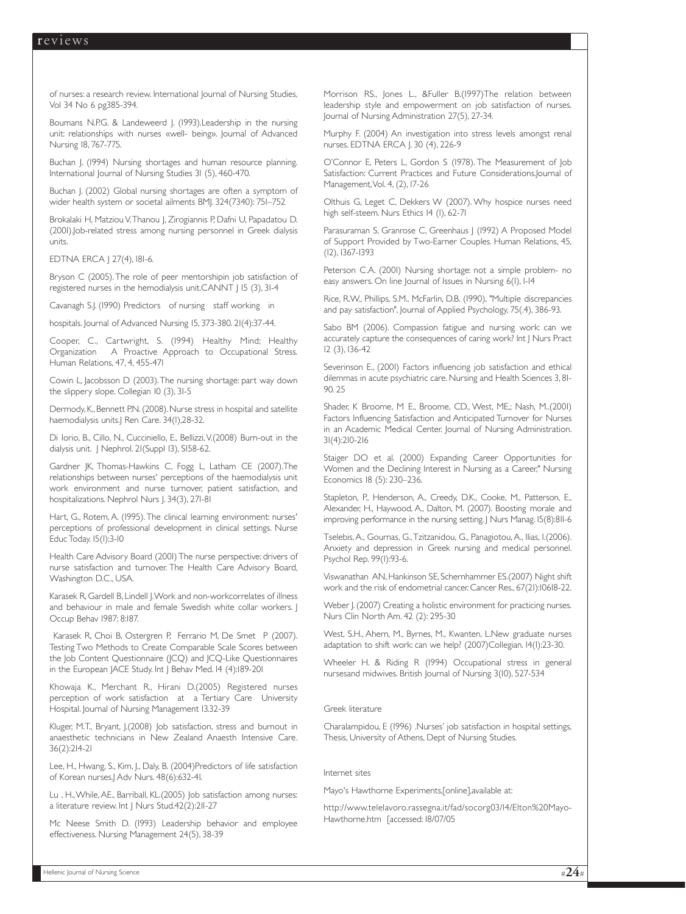of nurses: a research review. International Journal of Nursing Studies, Vol 34 No 6 pg385-394.

Boumans N.P.G. & Landeweerd J. (1993).Leadership in the nursing unit: relationships with nurses «well- being». Journal of Advanced Nursing 18, 767-775.

Buchan J. (1994) Nursing shortages and human resource planning. International Journal of Nursing Studies 31 (5), 460-470.

Buchan J. (2002) Global nursing shortages are often a symptom of wider health system or societal ailments BMJ. 324(7340): 751–752

Brokalaki H, Matziou V, Thanou J, Zirogiannis P, Dafni U, Papadatou D. (2001).Job-related stress among nursing personnel in Greek dialysis units.

EDTNA ERCA J 27(4), 181-6.

Bryson C (2005). The role of peer mentorshipin job satisfaction of registered nurses in the hemodialysis unit.CANNT J 15 (3), 31-4

Cavanagh S.J. (1990) Predictors of nursing staff working in

hospitals. Journal of Advanced Nursing 15, 373-380. 21(4):37-44.

Cooper, C., Cartwright, S. (1994) Healthy Mind; Healthy Organization A Proactive Approach to Occupational Stress. Human Relations, 47, 4, 455-471

Cowin L, Jacobsson D (2003). The nursing shortage: part way down the slippery slope. Collegian 10 (3), 31-5

Dermody, K., Bennett P.N. (2008). Nurse stress in hospital and satellite haemodialysis units.J Ren Care. 34(1),28-32.

Di Iorio, B., Cillo, N., Cucciniello, E., Bellizzi, V.(2008) Burn-out in the dialysis unit. J Nephrol. 21(Suppl 13), S158-62.

Gardner JK, Thomas-Hawkins C, Fogg L, Latham CE (2007).The relationships between nurses' perceptions of the haemodialysis unit work environment and nurse turnover, patient satisfaction, and hospitalizations. Nephrol Nurs J. 34(3), 271-81

Hart, G., Rotem, A. (1995). The clinical learning environment: nurses' perceptions of professional development in clinical settings. Nurse Educ Today. 15(1):3-10

Health Care Advisory Board (2001) The nurse perspective: drivers of nurse satisfaction and turnover. The Health Care Advisory Board, Washington D.C., USA.

Karasek R, Gardell B, Lindell J.Work and non-workcorrelates of illness and behaviour in male and female Swedish white collar workers. J Occup Behav 1987; 8:187.

Karasek R, Choi B, Ostergren P, Ferrario M, De Smet P (2007). Testing Two Methods to Create Comparable Scale Scores between the Job Content Questionnaire (JCQ) and JCQ-Like Questionnaires in the European JACE Study. Int J Behav Med. 14 (4):189-201

Khowaja K., Merchant R., Hirani D.(2005) Registered nurses perception of work satisfaction at a Tertiary Care University Hospital. Journal of Nursing Management 13.32-39

Kluger, M.T., Bryant, J.(2008) Job satisfaction, stress and burnout in anaesthetic technicians in New Zealand Anaesth Intensive Care. 36(2):214-21

Lee, H., Hwang, S., Kim, J., Daly, B. (2004)Predictors of life satisfaction of Korean nurses.J Adv Nurs. 48(6):632-41.

Lu , H., While, AE., Barriball, KL.(2005) Job satisfaction among nurses: a literature review. Int J Nurs Stud.42(2):211-27

Mc Neese Smith D. (1993) Leadership behavior and employee effectiveness. Nursing Management 24(5), 38-39

Morrison RS., Jones L., &Fuller B.(1997)The relation between leadership style and empowerment on job satisfaction of nurses. Journal of Nursing Administration 27(5), 27-34.

Murphy F. (2004) An investigation into stress levels amongst renal nurses. EDTNA ERCA J. 30 (4), 226-9

O'Connor E, Peters L, Gordon S (1978). The Measurement of Job Satisfaction: Current Practices and Future Considerations.Journal of Management, Vol. 4, (2), 17-26

Olthuis G, Leget C, Dekkers W (2007). Why hospice nurses need high self-steem. Nurs Ethics 14 (1), 62-71

Parasuraman S, Granrose C, Greenhaus J (1992) A Proposed Model of Support Provided by Two-Earner Couples. Human Relations, 45, (12), 1367-1393

Peterson C.A. (2001) Nursing shortage: not a simple problem- no easy answers. On line Journal of Issues in Nursing 6(1), 1-14

Rice, R.W., Phillips, S.M., McFarlin, D.B. (1990), "Multiple discrepancies and pay satisfaction", Journal of Applied Psychology, 75(.4), 386-93.

Sabo BM (2006). Compassion fatigue and nursing work: can we accurately capture the consequences of caring work? Int J Nurs Pract 12 (3), 136-42

Severinson E., (2001) Factors influencing job satisfaction and ethical dilemmas in acute psychiatric care. Nursing and Health Sciences 3, 81-90. 25

Shader, K Broome, M E., Broome, CD., West, ME.; Nash, M..(2001) Factors Influencing Satisfaction and Anticipated Turnover for Nurses in an Academic Medical Center. Journal of Nursing Administration. 31(4):210-216

Staiger DO et al. (2000) Expanding Career Opportunities for Women and the Declining Interest in Nursing as a Career," Nursing Economics 18 (5): 230–236.

Stapleton, P., Henderson, A., Creedy, D.K., Cooke, M., Patterson, E., Alexander, H., Haywood, A., Dalton, M. (2007). Boosting morale and improving performance in the nursing setting. J Nurs Manag. 15(8):811-6

Tselebis, A., Gournas, G., Tzitzanidou, G., Panagiotou, A., Ilias, I.(2006). Anxiety and depression in Greek nursing and medical personnel. Psychol Rep. 99(1):93-6.

Viswanathan AN, Hankinson SE, Schernhammer ES.(2007) Night shift work and the risk of endometrial cancer. Cancer Res., 67(21):10618-22.

Weber J. (2007) Creating a holistic environment for practicing nurses. Nurs Clin North Am. 42 (2): 295-30

West, S.H., Ahern, M., Byrnes, M., Kwanten, L.New graduate nurses adaptation to shift work: can we help? (2007)Collegian. 14(1):23-30.

Wheeler H. & Riding R (1994) Occupational stress in general nursesand midwives. British Journal of Nursing 3(10), 527-534

Greek literature

Charalampidou, E (1996) .Nurses' job satisfaction in hospital settings, Thesis, University of Athens, Dept of Nursing Studies.

Internet sites

Mayo's Hawthorne Experiments,[online],available at:

http://www.telelavoro.rassegna.it/fad/socorg03/14/Elton%20Mayo-Hawthorne.htm [accessed: 18/07/05